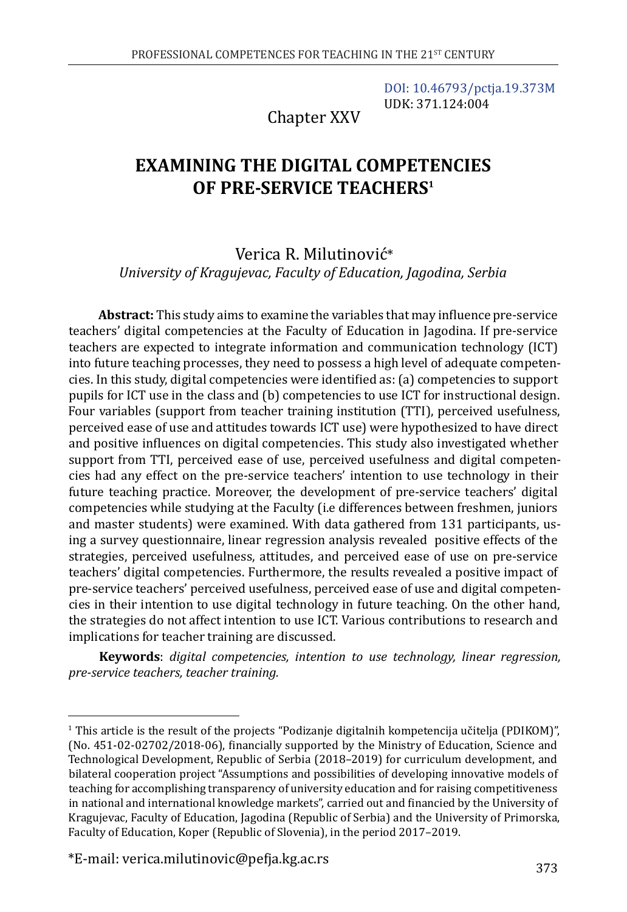DOI: 10.46793/pctja.19.373M
UDK: 371.124:004

Chapter XXV

# EXAMINING THE DIGITAL COMPETENCIES OF PRE-SERVICE TEACHERS[1]

Verica R. Milutinović*

*University of Kragujevac, Faculty of Education, Jagodina, Serbia*

**Abstract:** This study aims to examine the variables that may influence pre-service teachers' digital competencies at the Faculty of Education in Jagodina. If pre-service teachers are expected to integrate information and communication technology (ICT) into future teaching processes, they need to possess a high level of adequate competencies. In this study, digital competencies were identified as: (a) competencies to support pupils for ICT use in the class and (b) competencies to use ICT for instructional design. Four variables (support from teacher training institution (TTI), perceived usefulness, perceived ease of use and attitudes towards ICT use) were hypothesized to have direct and positive influences on digital competencies. This study also investigated whether support from TTI, perceived ease of use, perceived usefulness and digital competencies had any effect on the pre-service teachers' intention to use technology in their future teaching practice. Moreover, the development of pre-service teachers' digital competencies while studying at the Faculty (i.e differences between freshmen, juniors and master students) were examined. With data gathered from 131 participants, using a survey questionnaire, linear regression analysis revealed positive effects of the strategies, perceived usefulness, attitudes, and perceived ease of use on pre-service teachers' digital competencies. Furthermore, the results revealed a positive impact of pre-service teachers' perceived usefulness, perceived ease of use and digital competencies in their intention to use digital technology in future teaching. On the other hand, the strategies do not affect intention to use ICT. Various contributions to research and implications for teacher training are discussed.

**Keywords**: *digital competencies, intention to use technology, linear regression, pre-service teachers, teacher training.*

---

[1] This article is the result of the projects "Podizanje digitalnih kompetencija učitelja (PDIKOM)", (No. 451-02-02702/2018-06), financially supported by the Ministry of Education, Science and Technological Development, Republic of Serbia (2018–2019) for curriculum development, and bilateral cooperation project "Assumptions and possibilities of developing innovative models of teaching for accomplishing transparency of university education and for raising competitiveness in national and international knowledge markets", carried out and financed by the University of Kragujevac, Faculty of Education, Jagodina (Republic of Serbia) and the University of Primorska, Faculty of Education, Koper (Republic of Slovenia), in the period 2017–2019.

*E-mail: verica.milutinovic@pefja.kg.ac.rs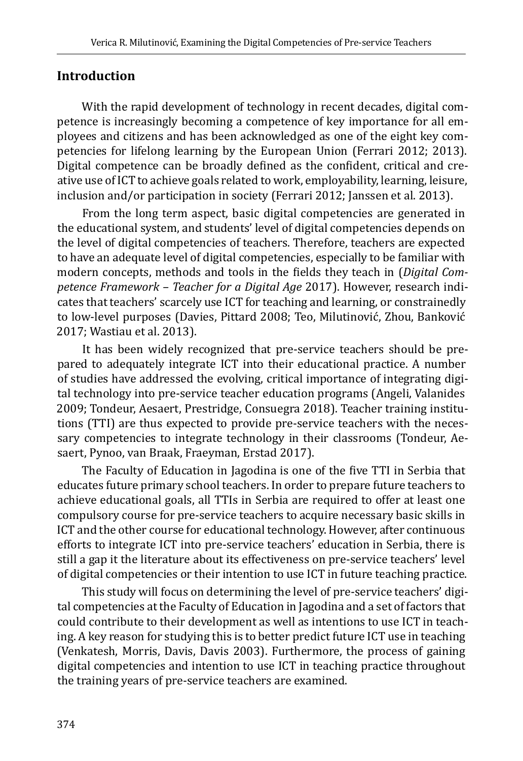## Introduction

With the rapid development of technology in recent decades, digital competence is increasingly becoming a competence of key importance for all employees and citizens and has been acknowledged as one of the eight key competencies for lifelong learning by the European Union (Ferrari 2012; 2013). Digital competence can be broadly defined as the confident, critical and creative use of ICT to achieve goals related to work, employability, learning, leisure, inclusion and/or participation in society (Ferrari 2012; Janssen et al. 2013).

From the long term aspect, basic digital competencies are generated in the educational system, and students' level of digital competencies depends on the level of digital competencies of teachers. Therefore, teachers are expected to have an adequate level of digital competencies, especially to be familiar with modern concepts, methods and tools in the fields they teach in (*Digital Competence Framework – Teacher for a Digital Age* 2017). However, research indicates that teachers' scarcely use ICT for teaching and learning, or constrainedly to low-level purposes (Davies, Pittard 2008; Teo, Milutinović, Zhou, Banković 2017; Wastiau et al. 2013).

It has been widely recognized that pre-service teachers should be prepared to adequately integrate ICT into their educational practice. A number of studies have addressed the evolving, critical importance of integrating digital technology into pre-service teacher education programs (Angeli, Valanides 2009; Tondeur, Aesaert, Prestridge, Consuegra 2018). Teacher training institutions (TTI) are thus expected to provide pre-service teachers with the necessary competencies to integrate technology in their classrooms (Tondeur, Aesaert, Pynoo, van Braak, Fraeyman, Erstad 2017).

The Faculty of Education in Jagodina is one of the five TTI in Serbia that educates future primary school teachers. In order to prepare future teachers to achieve educational goals, all TTIs in Serbia are required to offer at least one compulsory course for pre-service teachers to acquire necessary basic skills in ICT and the other course for educational technology. However, after continuous efforts to integrate ICT into pre-service teachers' education in Serbia, there is still a gap it the literature about its effectiveness on pre-service teachers' level of digital competencies or their intention to use ICT in future teaching practice.

This study will focus on determining the level of pre-service teachers' digital competencies at the Faculty of Education in Jagodina and a set of factors that could contribute to their development as well as intentions to use ICT in teaching. A key reason for studying this is to better predict future ICT use in teaching (Venkatesh, Morris, Davis, Davis 2003). Furthermore, the process of gaining digital competencies and intention to use ICT in teaching practice throughout the training years of pre-service teachers are examined.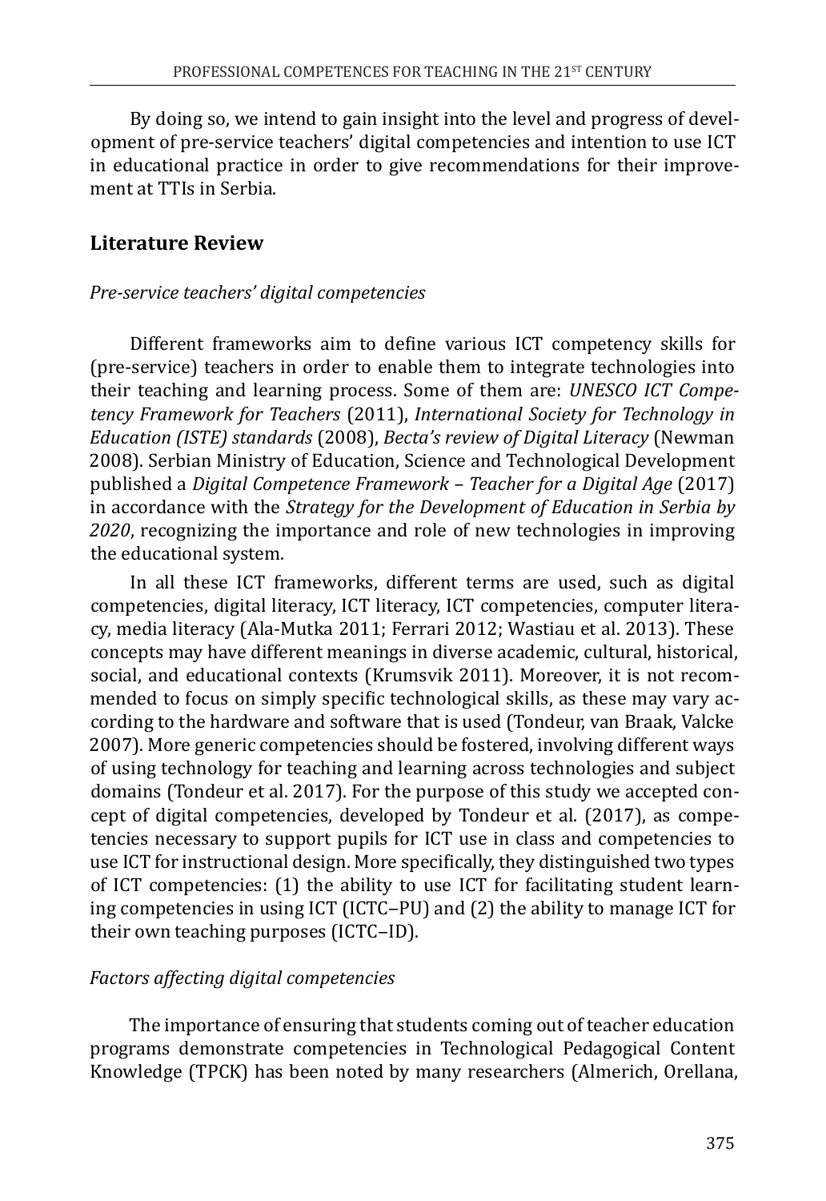By doing so, we intend to gain insight into the level and progress of development of pre-service teachers' digital competencies and intention to use ICT in educational practice in order to give recommendations for their improvement at TTIs in Serbia.

## Literature Review

*Pre-service teachers' digital competencies*

Different frameworks aim to define various ICT competency skills for (pre-service) teachers in order to enable them to integrate technologies into their teaching and learning process. Some of them are: *UNESCO ICT Competency Framework for Teachers* (2011), *International Society for Technology in Education (ISTE) standards* (2008), *Becta's review of Digital Literacy* (Newman 2008). Serbian Ministry of Education, Science and Technological Development published a *Digital Competence Framework – Teacher for a Digital Age* (2017) in accordance with the *Strategy for the Development of Education in Serbia by 2020*, recognizing the importance and role of new technologies in improving the educational system.

In all these ICT frameworks, different terms are used, such as digital competencies, digital literacy, ICT literacy, ICT competencies, computer literacy, media literacy (Ala-Mutka 2011; Ferrari 2012; Wastiau et al. 2013). These concepts may have different meanings in diverse academic, cultural, historical, social, and educational contexts (Krumsvik 2011). Moreover, it is not recommended to focus on simply specific technological skills, as these may vary according to the hardware and software that is used (Tondeur, van Braak, Valcke 2007). More generic competencies should be fostered, involving different ways of using technology for teaching and learning across technologies and subject domains (Tondeur et al. 2017). For the purpose of this study we accepted concept of digital competencies, developed by Tondeur et al. (2017), as competencies necessary to support pupils for ICT use in class and competencies to use ICT for instructional design. More specifically, they distinguished two types of ICT competencies: (1) the ability to use ICT for facilitating student learning competencies in using ICT (ICTC–PU) and (2) the ability to manage ICT for their own teaching purposes (ICTC–ID).

*Factors affecting digital competencies*

The importance of ensuring that students coming out of teacher education programs demonstrate competencies in Technological Pedagogical Content Knowledge (TPCK) has been noted by many researchers (Almerich, Orellana,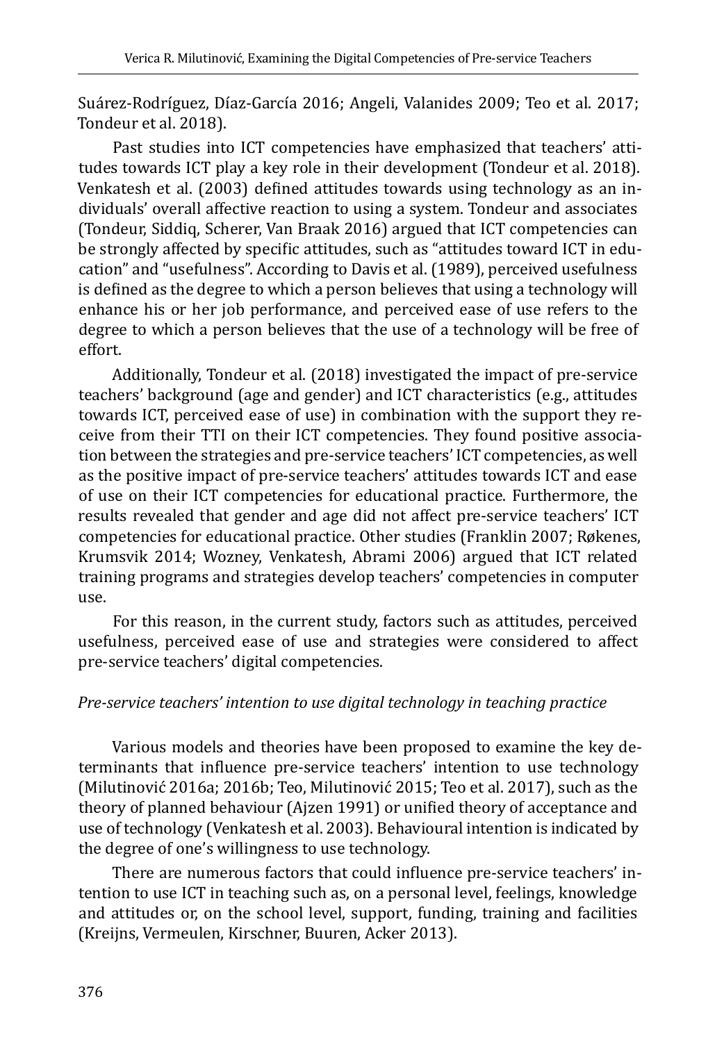Suárez-Rodríguez, Díaz-García 2016; Angeli, Valanides 2009; Teo et al. 2017; Tondeur et al. 2018).

Past studies into ICT competencies have emphasized that teachers' attitudes towards ICT play a key role in their development (Tondeur et al. 2018). Venkatesh et al. (2003) defined attitudes towards using technology as an individuals' overall affective reaction to using a system. Tondeur and associates (Tondeur, Siddiq, Scherer, Van Braak 2016) argued that ICT competencies can be strongly affected by specific attitudes, such as "attitudes toward ICT in education" and "usefulness". According to Davis et al. (1989), perceived usefulness is defined as the degree to which a person believes that using a technology will enhance his or her job performance, and perceived ease of use refers to the degree to which a person believes that the use of a technology will be free of effort.

Additionally, Tondeur et al. (2018) investigated the impact of pre-service teachers' background (age and gender) and ICT characteristics (e.g., attitudes towards ICT, perceived ease of use) in combination with the support they receive from their TTI on their ICT competencies. They found positive association between the strategies and pre-service teachers' ICT competencies, as well as the positive impact of pre-service teachers' attitudes towards ICT and ease of use on their ICT competencies for educational practice. Furthermore, the results revealed that gender and age did not affect pre-service teachers' ICT competencies for educational practice. Other studies (Franklin 2007; Røkenes, Krumsvik 2014; Wozney, Venkatesh, Abrami 2006) argued that ICT related training programs and strategies develop teachers' competencies in computer use.

For this reason, in the current study, factors such as attitudes, perceived usefulness, perceived ease of use and strategies were considered to affect pre-service teachers' digital competencies.

### *Pre-service teachers' intention to use digital technology in teaching practice*

Various models and theories have been proposed to examine the key determinants that influence pre-service teachers' intention to use technology (Milutinović 2016a; 2016b; Teo, Milutinović 2015; Teo et al. 2017), such as the theory of planned behaviour (Ajzen 1991) or unified theory of acceptance and use of technology (Venkatesh et al. 2003). Behavioural intention is indicated by the degree of one's willingness to use technology.

There are numerous factors that could influence pre-service teachers' intention to use ICT in teaching such as, on a personal level, feelings, knowledge and attitudes or, on the school level, support, funding, training and facilities (Kreijns, Vermeulen, Kirschner, Buuren, Acker 2013).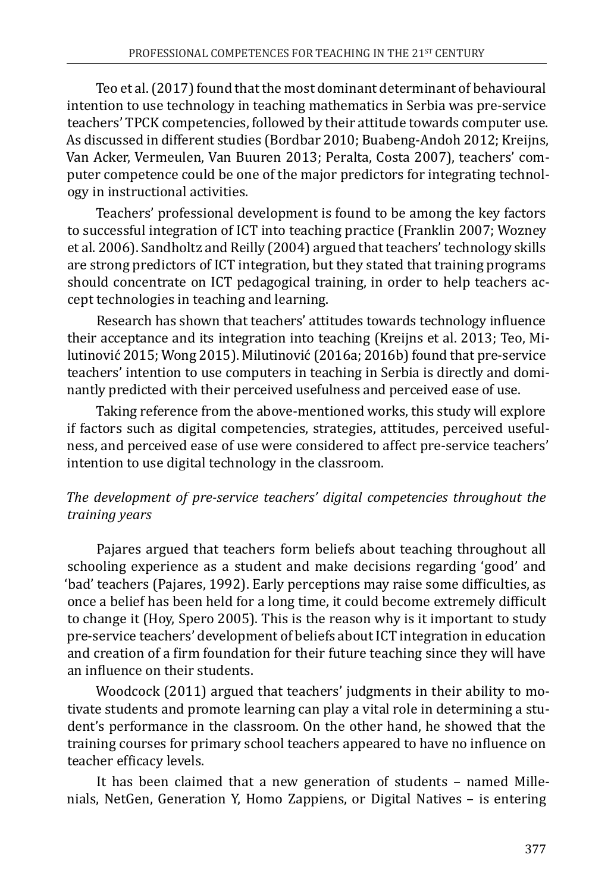Teo et al. (2017) found that the most dominant determinant of behavioural intention to use technology in teaching mathematics in Serbia was pre-service teachers' TPCK competencies, followed by their attitude towards computer use. As discussed in different studies (Bordbar 2010; Buabeng-Andoh 2012; Kreijns, Van Acker, Vermeulen, Van Buuren 2013; Peralta, Costa 2007), teachers' computer competence could be one of the major predictors for integrating technology in instructional activities.

Teachers' professional development is found to be among the key factors to successful integration of ICT into teaching practice (Franklin 2007; Wozney et al. 2006). Sandholtz and Reilly (2004) argued that teachers' technology skills are strong predictors of ICT integration, but they stated that training programs should concentrate on ICT pedagogical training, in order to help teachers accept technologies in teaching and learning.

Research has shown that teachers' attitudes towards technology influence their acceptance and its integration into teaching (Kreijns et al. 2013; Teo, Milutinović 2015; Wong 2015). Milutinović (2016a; 2016b) found that pre-service teachers' intention to use computers in teaching in Serbia is directly and dominantly predicted with their perceived usefulness and perceived ease of use.

Taking reference from the above-mentioned works, this study will explore if factors such as digital competencies, strategies, attitudes, perceived usefulness, and perceived ease of use were considered to affect pre-service teachers' intention to use digital technology in the classroom.

*The development of pre-service teachers' digital competencies throughout the training years*

Pajares argued that teachers form beliefs about teaching throughout all schooling experience as a student and make decisions regarding 'good' and 'bad' teachers (Pajares, 1992). Early perceptions may raise some difficulties, as once a belief has been held for a long time, it could become extremely difficult to change it (Hoy, Spero 2005). This is the reason why is it important to study pre-service teachers' development of beliefs about ICT integration in education and creation of a firm foundation for their future teaching since they will have an influence on their students.

Woodcock (2011) argued that teachers' judgments in their ability to motivate students and promote learning can play a vital role in determining a student's performance in the classroom. On the other hand, he showed that the training courses for primary school teachers appeared to have no influence on teacher efficacy levels.

It has been claimed that a new generation of students – named Millenials, NetGen, Generation Y, Homo Zappiens, or Digital Natives – is entering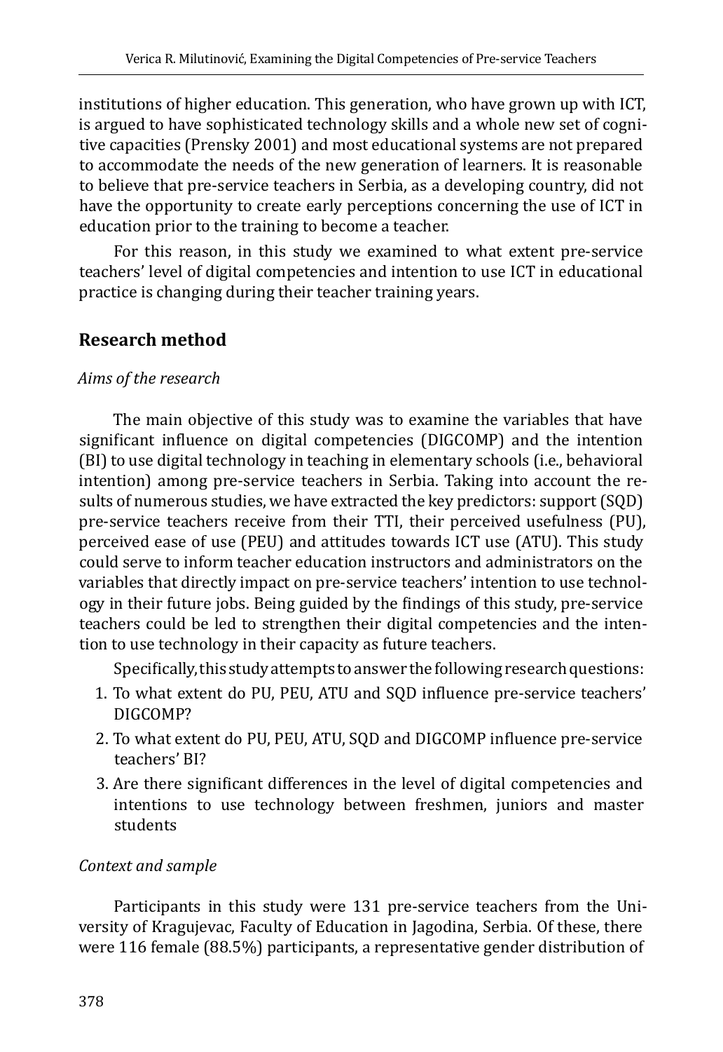institutions of higher education. This generation, who have grown up with ICT, is argued to have sophisticated technology skills and a whole new set of cognitive capacities (Prensky 2001) and most educational systems are not prepared to accommodate the needs of the new generation of learners. It is reasonable to believe that pre-service teachers in Serbia, as a developing country, did not have the opportunity to create early perceptions concerning the use of ICT in education prior to the training to become a teacher.

For this reason, in this study we examined to what extent pre-service teachers' level of digital competencies and intention to use ICT in educational practice is changing during their teacher training years.

## Research method

*Aims of the research*

The main objective of this study was to examine the variables that have significant influence on digital competencies (DIGCOMP) and the intention (BI) to use digital technology in teaching in elementary schools (i.e., behavioral intention) among pre-service teachers in Serbia. Taking into account the results of numerous studies, we have extracted the key predictors: support (SQD) pre-service teachers receive from their TTI, their perceived usefulness (PU), perceived ease of use (PEU) and attitudes towards ICT use (ATU). This study could serve to inform teacher education instructors and administrators on the variables that directly impact on pre-service teachers' intention to use technology in their future jobs. Being guided by the findings of this study, pre-service teachers could be led to strengthen their digital competencies and the intention to use technology in their capacity as future teachers.

Specifically, this study attempts to answer the following research questions:

1. To what extent do PU, PEU, ATU and SQD influence pre-service teachers' DIGCOMP?
2. To what extent do PU, PEU, ATU, SQD and DIGCOMP influence pre-service teachers' BI?
3. Are there significant differences in the level of digital competencies and intentions to use technology between freshmen, juniors and master students

*Context and sample*

Participants in this study were 131 pre-service teachers from the University of Kragujevac, Faculty of Education in Jagodina, Serbia. Of these, there were 116 female (88.5%) participants, a representative gender distribution of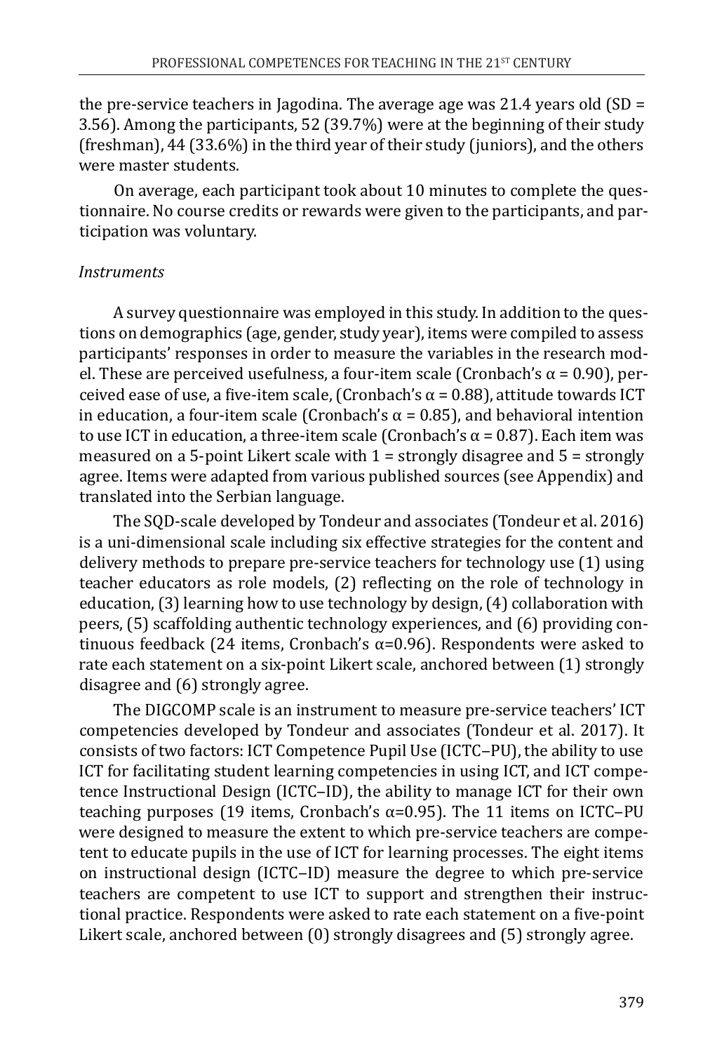the pre-service teachers in Jagodina. The average age was 21.4 years old (SD = 3.56). Among the participants, 52 (39.7%) were at the beginning of their study (freshman), 44 (33.6%) in the third year of their study (juniors), and the others were master students.

On average, each participant took about 10 minutes to complete the questionnaire. No course credits or rewards were given to the participants, and participation was voluntary.

*Instruments*

A survey questionnaire was employed in this study. In addition to the questions on demographics (age, gender, study year), items were compiled to assess participants' responses in order to measure the variables in the research model. These are perceived usefulness, a four-item scale (Cronbach's $\alpha = 0.90$), perceived ease of use, a five-item scale, (Cronbach's $\alpha = 0.88$), attitude towards ICT in education, a four-item scale (Cronbach's $\alpha = 0.85$), and behavioral intention to use ICT in education, a three-item scale (Cronbach's $\alpha = 0.87$). Each item was measured on a 5-point Likert scale with 1 = strongly disagree and 5 = strongly agree. Items were adapted from various published sources (see Appendix) and translated into the Serbian language.

The SQD-scale developed by Tondeur and associates (Tondeur et al. 2016) is a uni-dimensional scale including six effective strategies for the content and delivery methods to prepare pre-service teachers for technology use (1) using teacher educators as role models, (2) reflecting on the role of technology in education, (3) learning how to use technology by design, (4) collaboration with peers, (5) scaffolding authentic technology experiences, and (6) providing continuous feedback (24 items, Cronbach's $\alpha$=0.96). Respondents were asked to rate each statement on a six-point Likert scale, anchored between (1) strongly disagree and (6) strongly agree.

The DIGCOMP scale is an instrument to measure pre-service teachers' ICT competencies developed by Tondeur and associates (Tondeur et al. 2017). It consists of two factors: ICT Competence Pupil Use (ICTC–PU), the ability to use ICT for facilitating student learning competencies in using ICT, and ICT competence Instructional Design (ICTC–ID), the ability to manage ICT for their own teaching purposes (19 items, Cronbach's $\alpha$=0.95). The 11 items on ICTC–PU were designed to measure the extent to which pre-service teachers are competent to educate pupils in the use of ICT for learning processes. The eight items on instructional design (ICTC–ID) measure the degree to which pre-service teachers are competent to use ICT to support and strengthen their instructional practice. Respondents were asked to rate each statement on a five-point Likert scale, anchored between (0) strongly disagrees and (5) strongly agree.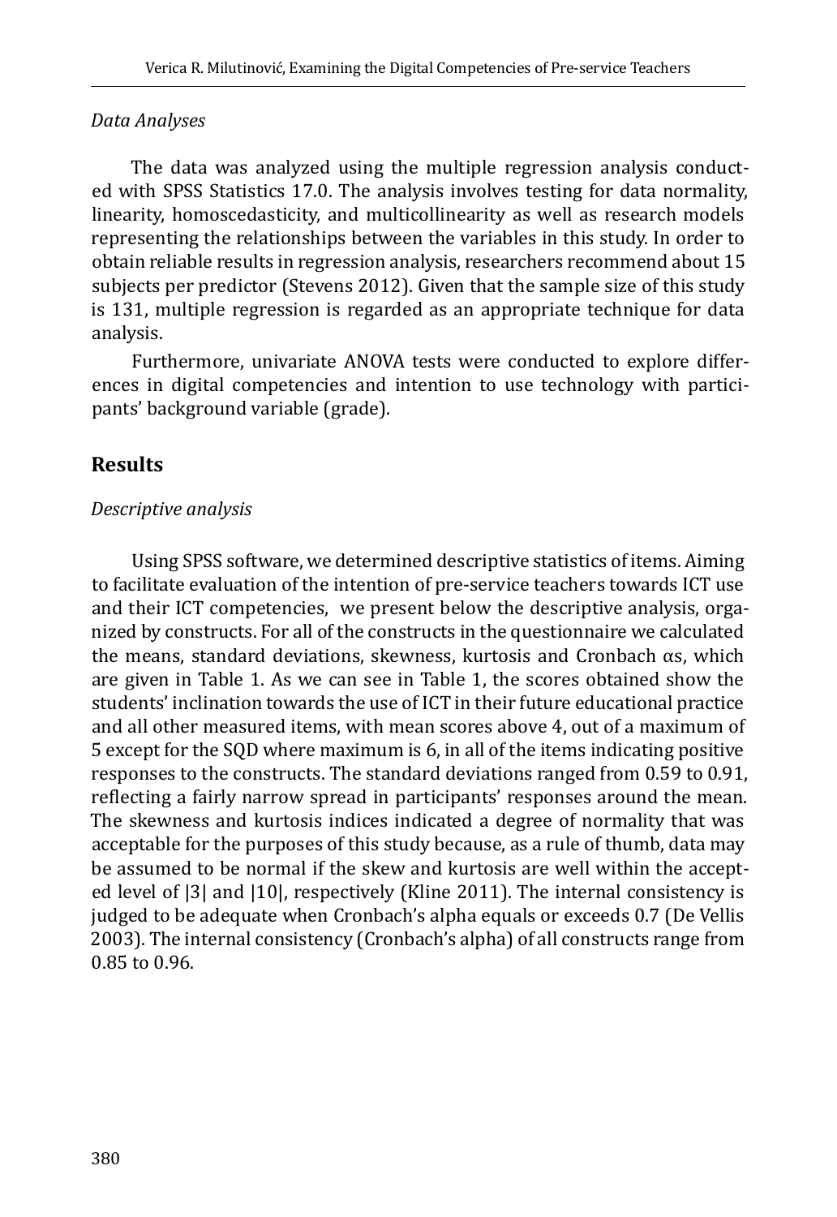### *Data Analyses*

The data was analyzed using the multiple regression analysis conducted with SPSS Statistics 17.0. The analysis involves testing for data normality, linearity, homoscedasticity, and multicollinearity as well as research models representing the relationships between the variables in this study. In order to obtain reliable results in regression analysis, researchers recommend about 15 subjects per predictor (Stevens 2012). Given that the sample size of this study is 131, multiple regression is regarded as an appropriate technique for data analysis.

Furthermore, univariate ANOVA tests were conducted to explore differences in digital competencies and intention to use technology with participants' background variable (grade).

## Results

### *Descriptive analysis*

Using SPSS software, we determined descriptive statistics of items. Aiming to facilitate evaluation of the intention of pre-service teachers towards ICT use and their ICT competencies, we present below the descriptive analysis, organized by constructs. For all of the constructs in the questionnaire we calculated the means, standard deviations, skewness, kurtosis and Cronbach αs, which are given in Table 1. As we can see in Table 1, the scores obtained show the students' inclination towards the use of ICT in their future educational practice and all other measured items, with mean scores above 4, out of a maximum of 5 except for the SQD where maximum is 6, in all of the items indicating positive responses to the constructs. The standard deviations ranged from 0.59 to 0.91, reflecting a fairly narrow spread in participants' responses around the mean. The skewness and kurtosis indices indicated a degree of normality that was acceptable for the purposes of this study because, as a rule of thumb, data may be assumed to be normal if the skew and kurtosis are well within the accepted level of |3| and |10|, respectively (Kline 2011). The internal consistency is judged to be adequate when Cronbach's alpha equals or exceeds 0.7 (De Vellis 2003). The internal consistency (Cronbach's alpha) of all constructs range from 0.85 to 0.96.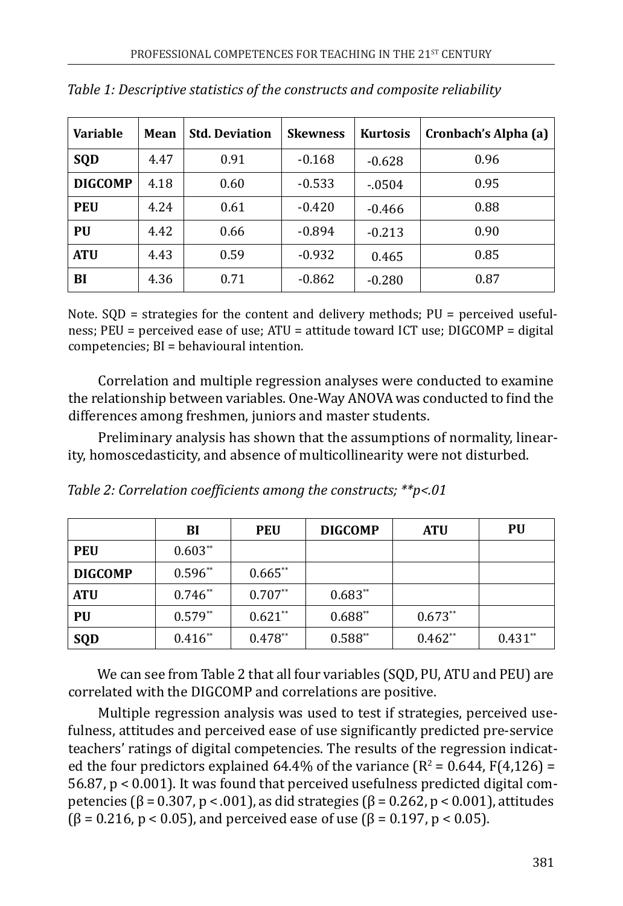*Table 1: Descriptive statistics of the constructs and composite reliability*

| Variable | Mean | Std. Deviation | Skewness | Kurtosis | Cronbach's Alpha (a) |
|---|---|---|---|---|---|
| **SQD** | 4.47 | 0.91 | -0.168 | -0.628 | 0.96 |
| **DIGCOMP** | 4.18 | 0.60 | -0.533 | -.0504 | 0.95 |
| **PEU** | 4.24 | 0.61 | -0.420 | -0.466 | 0.88 |
| **PU** | 4.42 | 0.66 | -0.894 | -0.213 | 0.90 |
| **ATU** | 4.43 | 0.59 | -0.932 | 0.465 | 0.85 |
| **BI** | 4.36 | 0.71 | -0.862 | -0.280 | 0.87 |

Note. SQD = strategies for the content and delivery methods; PU = perceived usefulness; PEU = perceived ease of use; ATU = attitude toward ICT use; DIGCOMP = digital competencies; BI = behavioural intention.

Correlation and multiple regression analyses were conducted to examine the relationship between variables. One-Way ANOVA was conducted to find the differences among freshmen, juniors and master students.

Preliminary analysis has shown that the assumptions of normality, linearity, homoscedasticity, and absence of multicollinearity were not disturbed.

*Table 2: Correlation coefficients among the constructs; **p<.01*

| | BI | PEU | DIGCOMP | ATU | PU |
|---|---|---|---|---|---|
| **PEU** | 0.603** | | | | |
| **DIGCOMP** | 0.596** | 0.665** | | | |
| **ATU** | 0.746** | 0.707** | 0.683** | | |
| **PU** | 0.579** | 0.621** | 0.688** | 0.673** | |
| **SQD** | 0.416** | 0.478** | 0.588** | 0.462** | 0.431** |

We can see from Table 2 that all four variables (SQD, PU, ATU and PEU) are correlated with the DIGCOMP and correlations are positive.

Multiple regression analysis was used to test if strategies, perceived usefulness, attitudes and perceived ease of use significantly predicted pre-service teachers' ratings of digital competencies. The results of the regression indicated the four predictors explained 64.4% of the variance ($R^2 = 0.644$, $F(4,126) = 56.87$, $p < 0.001$). It was found that perceived usefulness predicted digital competencies ($\beta = 0.307$, $p < .001$), as did strategies ($\beta = 0.262$, $p < 0.001$), attitudes ($\beta = 0.216$, $p < 0.05$), and perceived ease of use ($\beta = 0.197$, $p < 0.05$).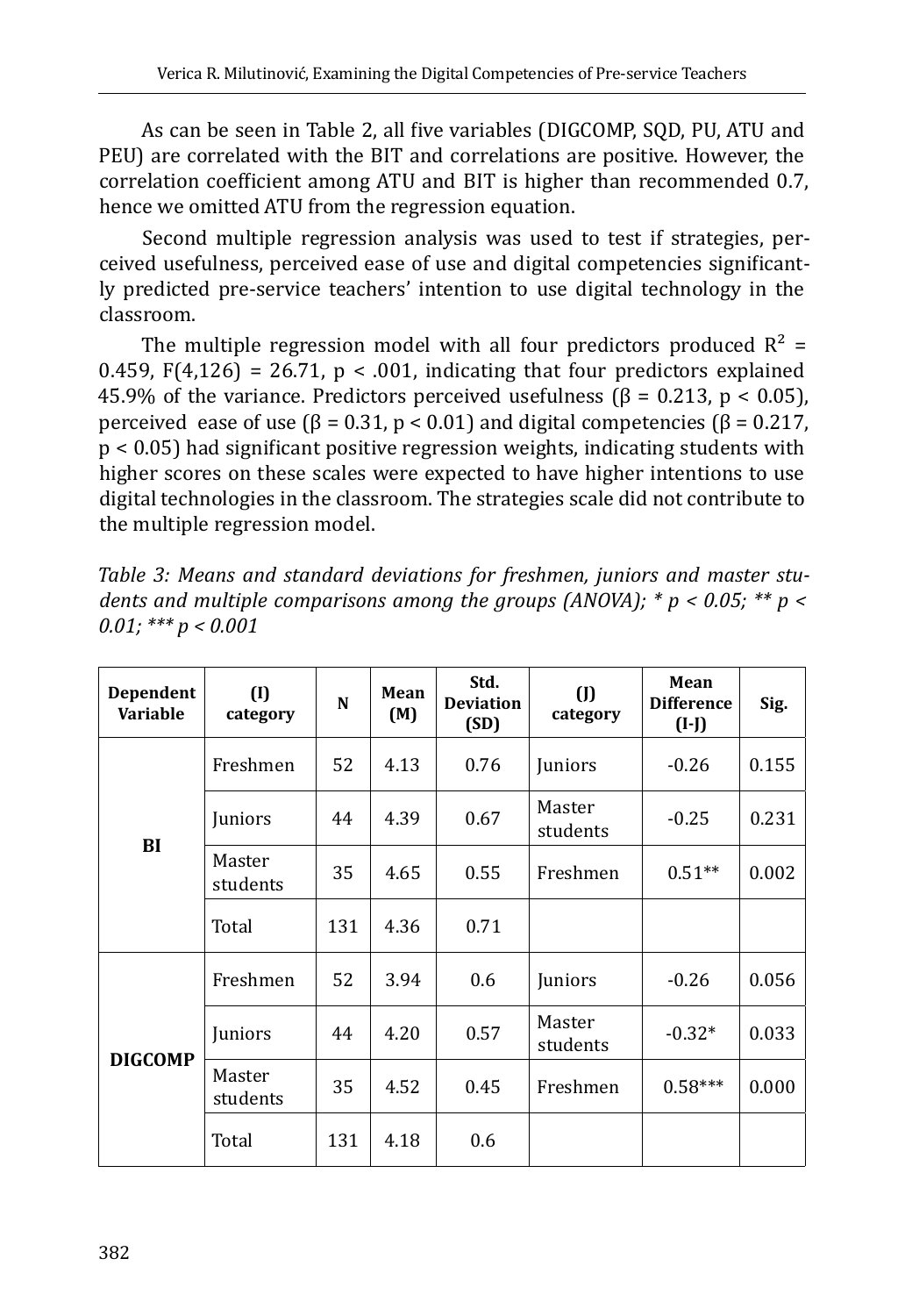As can be seen in Table 2, all five variables (DIGCOMP, SQD, PU, ATU and PEU) are correlated with the BIT and correlations are positive. However, the correlation coefficient among ATU and BIT is higher than recommended 0.7, hence we omitted ATU from the regression equation.

Second multiple regression analysis was used to test if strategies, perceived usefulness, perceived ease of use and digital competencies significantly predicted pre-service teachers' intention to use digital technology in the classroom.

The multiple regression model with all four predictors produced $R^2 = 0.459$, $F(4,126) = 26.71$, $p < .001$, indicating that four predictors explained 45.9% of the variance. Predictors perceived usefulness ($\beta = 0.213$, $p < 0.05$), perceived ease of use ($\beta = 0.31$, $p < 0.01$) and digital competencies ($\beta = 0.217$, $p < 0.05$) had significant positive regression weights, indicating students with higher scores on these scales were expected to have higher intentions to use digital technologies in the classroom. The strategies scale did not contribute to the multiple regression model.

*Table 3: Means and standard deviations for freshmen, juniors and master students and multiple comparisons among the groups (ANOVA); * p < 0.05; ** p < 0.01; *** p < 0.001*

| Dependent Variable | (I) category | N | Mean (M) | Std. Deviation (SD) | (J) category | Mean Difference (I-J) | Sig. |
|---|---|---|---|---|---|---|---|
| **BI** | Freshmen | 52 | 4.13 | 0.76 | Juniors | -0.26 | 0.155 |
| | Juniors | 44 | 4.39 | 0.67 | Master students | -0.25 | 0.231 |
| | Master students | 35 | 4.65 | 0.55 | Freshmen | 0.51** | 0.002 |
| | Total | 131 | 4.36 | 0.71 | | | |
| **DIGCOMP** | Freshmen | 52 | 3.94 | 0.6 | Juniors | -0.26 | 0.056 |
| | Juniors | 44 | 4.20 | 0.57 | Master students | -0.32* | 0.033 |
| | Master students | 35 | 4.52 | 0.45 | Freshmen | 0.58*** | 0.000 |
| | Total | 131 | 4.18 | 0.6 | | | |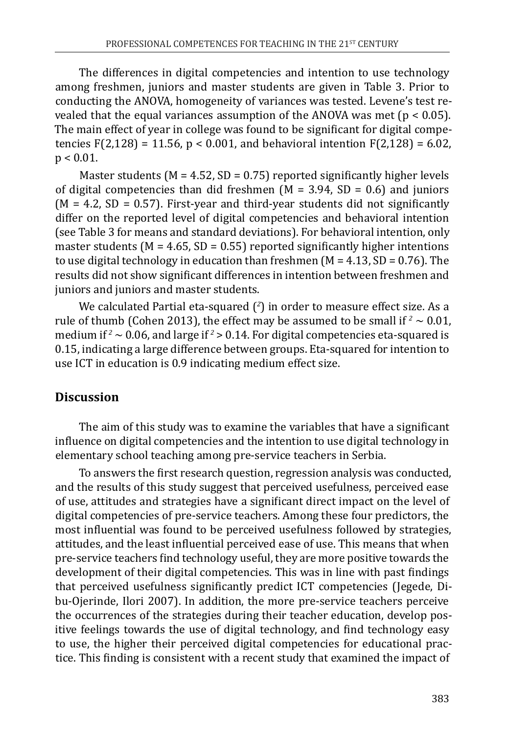The differences in digital competencies and intention to use technology among freshmen, juniors and master students are given in Table 3. Prior to conducting the ANOVA, homogeneity of variances was tested. Levene's test revealed that the equal variances assumption of the ANOVA was met ($p < 0.05$). The main effect of year in college was found to be significant for digital competencies $F(2,128) = 11.56$, $p < 0.001$, and behavioral intention $F(2,128) = 6.02$, $p < 0.01$.

Master students ($M = 4.52$, $SD = 0.75$) reported significantly higher levels of digital competencies than did freshmen ($M = 3.94$, $SD = 0.6$) and juniors ($M = 4.2$, $SD = 0.57$). First-year and third-year students did not significantly differ on the reported level of digital competencies and behavioral intention (see Table 3 for means and standard deviations). For behavioral intention, only master students ($M = 4.65$, $SD = 0.55$) reported significantly higher intentions to use digital technology in education than freshmen ($M = 4.13$, $SD = 0.76$). The results did not show significant differences in intention between freshmen and juniors and juniors and master students.

We calculated Partial eta-squared ($^2$) in order to measure effect size. As a rule of thumb (Cohen 2013), the effect may be assumed to be small if $^2 \sim 0.01$, medium if $^2 \sim 0.06$, and large if $^2 > 0.14$. For digital competencies eta-squared is 0.15, indicating a large difference between groups. Eta-squared for intention to use ICT in education is 0.9 indicating medium effect size.

## Discussion

The aim of this study was to examine the variables that have a significant influence on digital competencies and the intention to use digital technology in elementary school teaching among pre-service teachers in Serbia.

To answers the first research question, regression analysis was conducted, and the results of this study suggest that perceived usefulness, perceived ease of use, attitudes and strategies have a significant direct impact on the level of digital competencies of pre-service teachers. Among these four predictors, the most influential was found to be perceived usefulness followed by strategies, attitudes, and the least influential perceived ease of use. This means that when pre-service teachers find technology useful, they are more positive towards the development of their digital competencies. This was in line with past findings that perceived usefulness significantly predict ICT competencies (Jegede, Dibu-Ojerinde, Ilori 2007). In addition, the more pre-service teachers perceive the occurrences of the strategies during their teacher education, develop positive feelings towards the use of digital technology, and find technology easy to use, the higher their perceived digital competencies for educational practice. This finding is consistent with a recent study that examined the impact of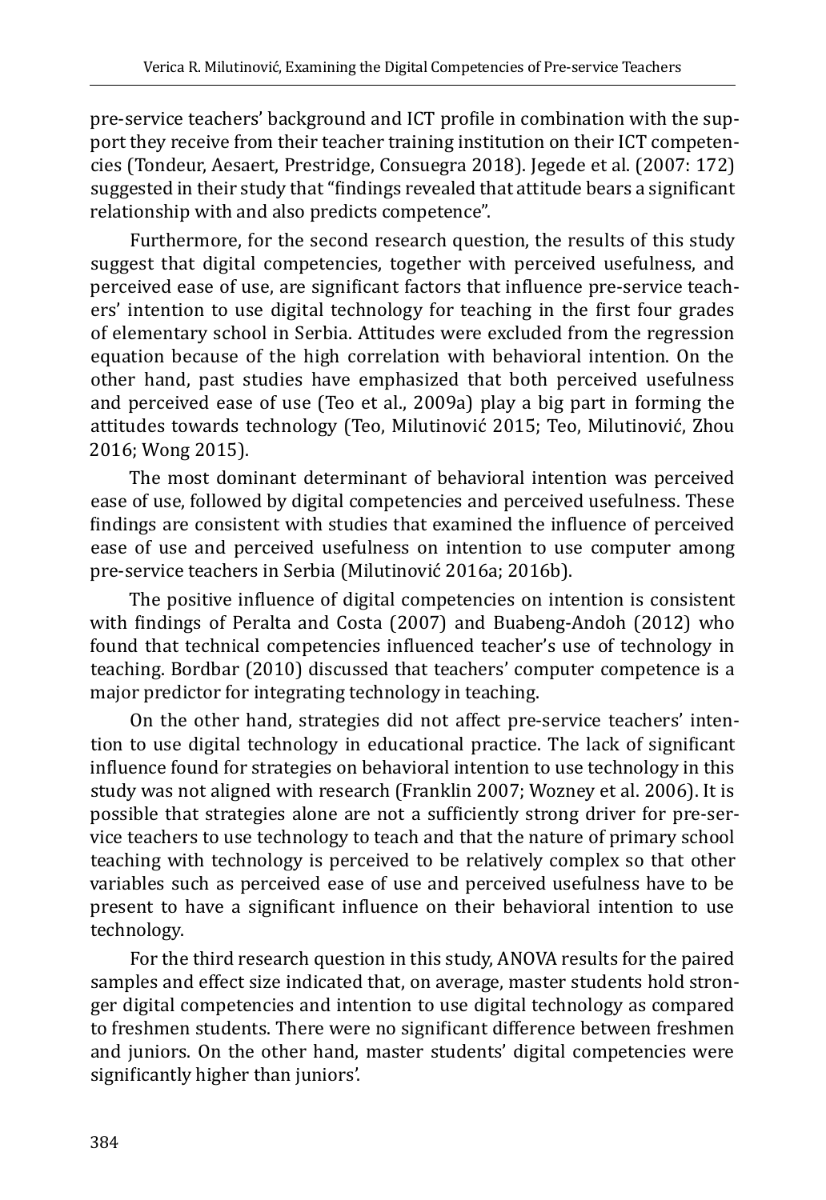pre-service teachers' background and ICT profile in combination with the support they receive from their teacher training institution on their ICT competencies (Tondeur, Aesaert, Prestridge, Consuegra 2018). Jegede et al. (2007: 172) suggested in their study that "findings revealed that attitude bears a significant relationship with and also predicts competence".

Furthermore, for the second research question, the results of this study suggest that digital competencies, together with perceived usefulness, and perceived ease of use, are significant factors that influence pre-service teachers' intention to use digital technology for teaching in the first four grades of elementary school in Serbia. Attitudes were excluded from the regression equation because of the high correlation with behavioral intention. On the other hand, past studies have emphasized that both perceived usefulness and perceived ease of use (Teo et al., 2009a) play a big part in forming the attitudes towards technology (Teo, Milutinović 2015; Teo, Milutinović, Zhou 2016; Wong 2015).

The most dominant determinant of behavioral intention was perceived ease of use, followed by digital competencies and perceived usefulness. These findings are consistent with studies that examined the influence of perceived ease of use and perceived usefulness on intention to use computer among pre-service teachers in Serbia (Milutinović 2016a; 2016b).

The positive influence of digital competencies on intention is consistent with findings of Peralta and Costa (2007) and Buabeng-Andoh (2012) who found that technical competencies influenced teacher's use of technology in teaching. Bordbar (2010) discussed that teachers' computer competence is a major predictor for integrating technology in teaching.

On the other hand, strategies did not affect pre-service teachers' intention to use digital technology in educational practice. The lack of significant influence found for strategies on behavioral intention to use technology in this study was not aligned with research (Franklin 2007; Wozney et al. 2006). It is possible that strategies alone are not a sufficiently strong driver for pre-service teachers to use technology to teach and that the nature of primary school teaching with technology is perceived to be relatively complex so that other variables such as perceived ease of use and perceived usefulness have to be present to have a significant influence on their behavioral intention to use technology.

For the third research question in this study, ANOVA results for the paired samples and effect size indicated that, on average, master students hold stronger digital competencies and intention to use digital technology as compared to freshmen students. There were no significant difference between freshmen and juniors. On the other hand, master students' digital competencies were significantly higher than juniors'.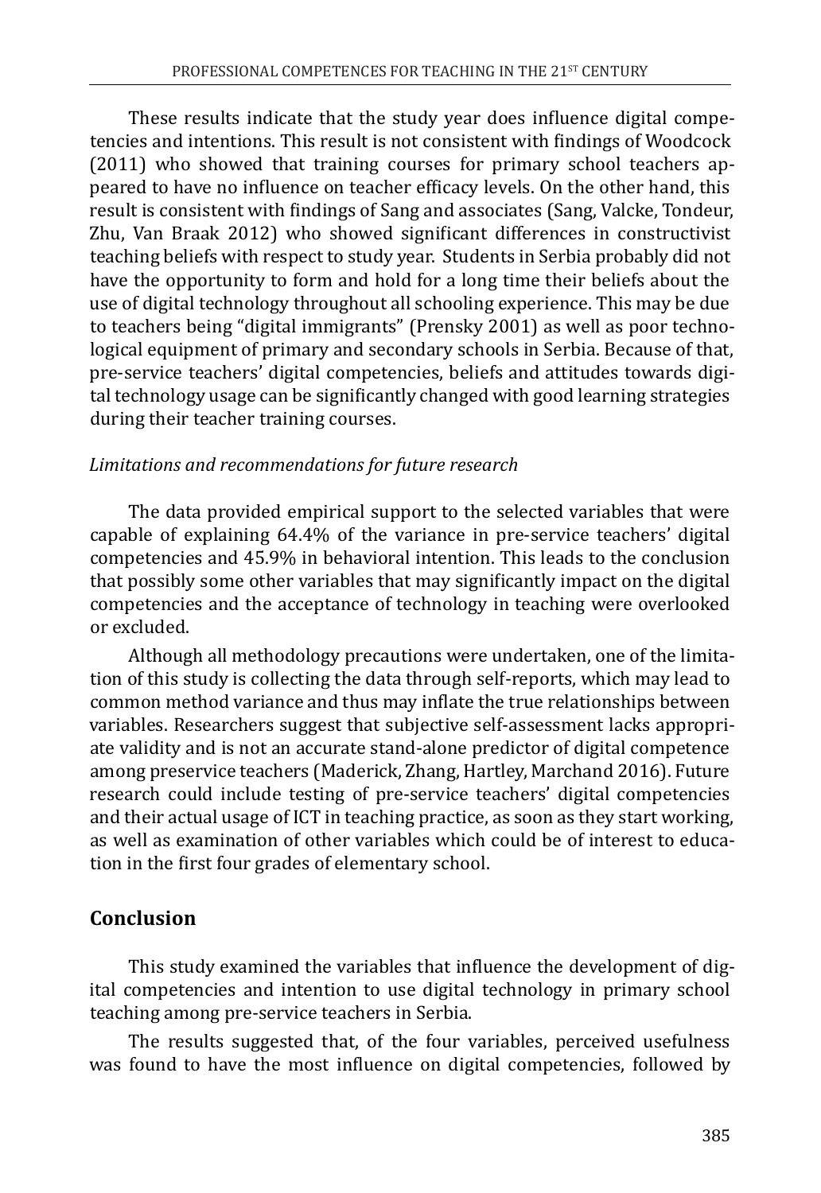These results indicate that the study year does influence digital competencies and intentions. This result is not consistent with findings of Woodcock (2011) who showed that training courses for primary school teachers appeared to have no influence on teacher efficacy levels. On the other hand, this result is consistent with findings of Sang and associates (Sang, Valcke, Tondeur, Zhu, Van Braak 2012) who showed significant differences in constructivist teaching beliefs with respect to study year. Students in Serbia probably did not have the opportunity to form and hold for a long time their beliefs about the use of digital technology throughout all schooling experience. This may be due to teachers being "digital immigrants" (Prensky 2001) as well as poor technological equipment of primary and secondary schools in Serbia. Because of that, pre-service teachers' digital competencies, beliefs and attitudes towards digital technology usage can be significantly changed with good learning strategies during their teacher training courses.

*Limitations and recommendations for future research*

The data provided empirical support to the selected variables that were capable of explaining 64.4% of the variance in pre-service teachers' digital competencies and 45.9% in behavioral intention. This leads to the conclusion that possibly some other variables that may significantly impact on the digital competencies and the acceptance of technology in teaching were overlooked or excluded.

Although all methodology precautions were undertaken, one of the limitation of this study is collecting the data through self-reports, which may lead to common method variance and thus may inflate the true relationships between variables. Researchers suggest that subjective self-assessment lacks appropriate validity and is not an accurate stand-alone predictor of digital competence among preservice teachers (Maderick, Zhang, Hartley, Marchand 2016). Future research could include testing of pre-service teachers' digital competencies and their actual usage of ICT in teaching practice, as soon as they start working, as well as examination of other variables which could be of interest to education in the first four grades of elementary school.

## Conclusion

This study examined the variables that influence the development of digital competencies and intention to use digital technology in primary school teaching among pre-service teachers in Serbia.

The results suggested that, of the four variables, perceived usefulness was found to have the most influence on digital competencies, followed by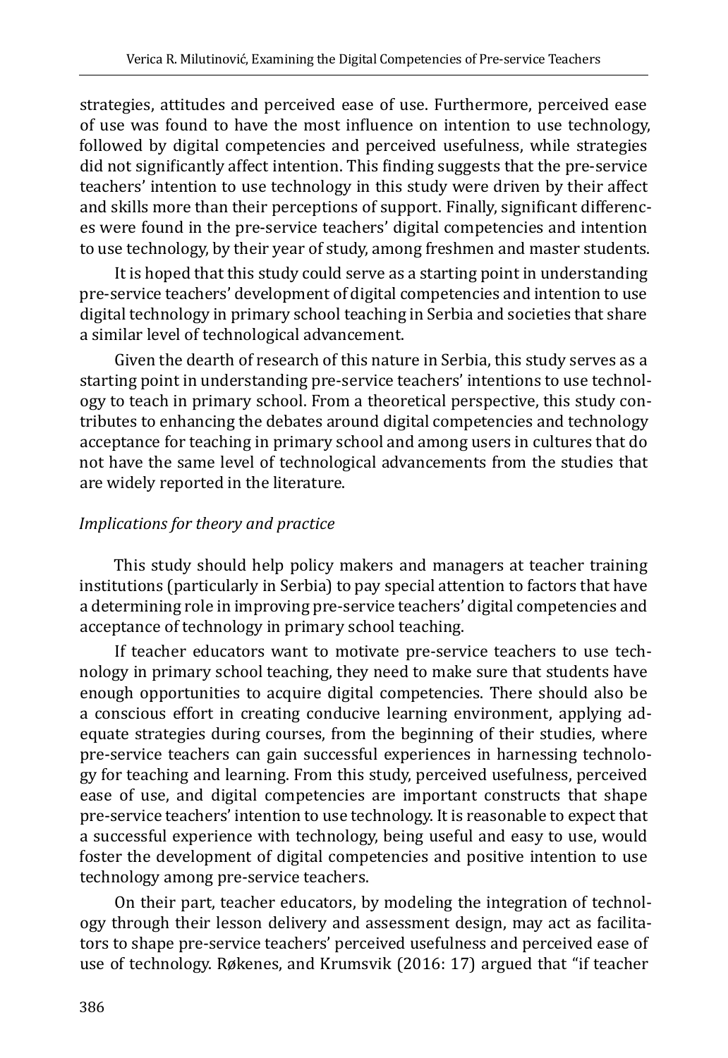strategies, attitudes and perceived ease of use. Furthermore, perceived ease of use was found to have the most influence on intention to use technology, followed by digital competencies and perceived usefulness, while strategies did not significantly affect intention. This finding suggests that the pre-service teachers' intention to use technology in this study were driven by their affect and skills more than their perceptions of support. Finally, significant differences were found in the pre-service teachers' digital competencies and intention to use technology, by their year of study, among freshmen and master students.

It is hoped that this study could serve as a starting point in understanding pre-service teachers' development of digital competencies and intention to use digital technology in primary school teaching in Serbia and societies that share a similar level of technological advancement.

Given the dearth of research of this nature in Serbia, this study serves as a starting point in understanding pre-service teachers' intentions to use technology to teach in primary school. From a theoretical perspective, this study contributes to enhancing the debates around digital competencies and technology acceptance for teaching in primary school and among users in cultures that do not have the same level of technological advancements from the studies that are widely reported in the literature.

*Implications for theory and practice*

This study should help policy makers and managers at teacher training institutions (particularly in Serbia) to pay special attention to factors that have a determining role in improving pre-service teachers' digital competencies and acceptance of technology in primary school teaching.

If teacher educators want to motivate pre-service teachers to use technology in primary school teaching, they need to make sure that students have enough opportunities to acquire digital competencies. There should also be a conscious effort in creating conducive learning environment, applying adequate strategies during courses, from the beginning of their studies, where pre-service teachers can gain successful experiences in harnessing technology for teaching and learning. From this study, perceived usefulness, perceived ease of use, and digital competencies are important constructs that shape pre-service teachers' intention to use technology. It is reasonable to expect that a successful experience with technology, being useful and easy to use, would foster the development of digital competencies and positive intention to use technology among pre-service teachers.

On their part, teacher educators, by modeling the integration of technology through their lesson delivery and assessment design, may act as facilitators to shape pre-service teachers' perceived usefulness and perceived ease of use of technology. Røkenes, and Krumsvik (2016: 17) argued that "if teacher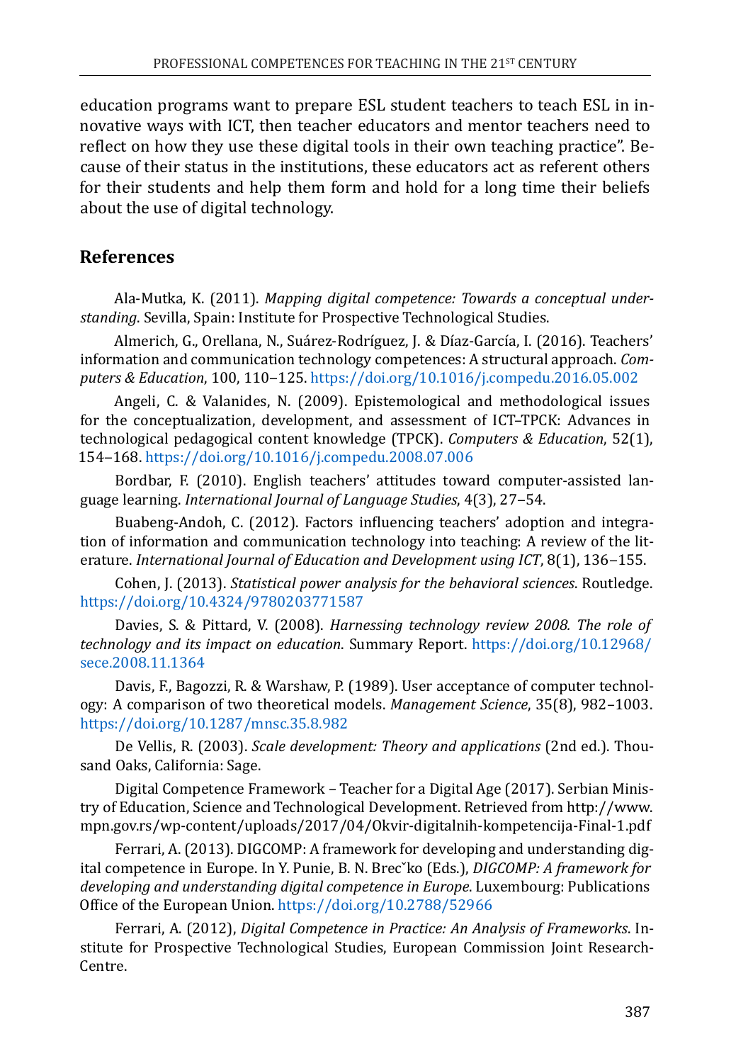education programs want to prepare ESL student teachers to teach ESL in innovative ways with ICT, then teacher educators and mentor teachers need to reflect on how they use these digital tools in their own teaching practice". Because of their status in the institutions, these educators act as referent others for their students and help them form and hold for a long time their beliefs about the use of digital technology.

## References

Ala-Mutka, K. (2011). *Mapping digital competence: Towards a conceptual understanding*. Sevilla, Spain: Institute for Prospective Technological Studies.

Almerich, G., Orellana, N., Suárez-Rodríguez, J. & Díaz-García, I. (2016). Teachers' information and communication technology competences: A structural approach. *Computers & Education*, 100, 110–125. https://doi.org/10.1016/j.compedu.2016.05.002

Angeli, C. & Valanides, N. (2009). Epistemological and methodological issues for the conceptualization, development, and assessment of ICT–TPCK: Advances in technological pedagogical content knowledge (TPCK). *Computers & Education*, 52(1), 154–168. https://doi.org/10.1016/j.compedu.2008.07.006

Bordbar, F. (2010). English teachers' attitudes toward computer-assisted language learning. *International Journal of Language Studies*, 4(3), 27–54.

Buabeng-Andoh, C. (2012). Factors influencing teachers' adoption and integration of information and communication technology into teaching: A review of the literature. *International Journal of Education and Development using ICT*, 8(1), 136–155.

Cohen, J. (2013). *Statistical power analysis for the behavioral sciences*. Routledge. https://doi.org/10.4324/9780203771587

Davies, S. & Pittard, V. (2008). *Harnessing technology review 2008. The role of technology and its impact on education*. Summary Report. https://doi.org/10.12968/sece.2008.11.1364

Davis, F., Bagozzi, R. & Warshaw, P. (1989). User acceptance of computer technology: A comparison of two theoretical models. *Management Science*, 35(8), 982–1003. https://doi.org/10.1287/mnsc.35.8.982

De Vellis, R. (2003). *Scale development: Theory and applications* (2nd ed.). Thousand Oaks, California: Sage.

Digital Competence Framework – Teacher for a Digital Age (2017). Serbian Ministry of Education, Science and Technological Development. Retrieved from http://www.mpn.gov.rs/wp-content/uploads/2017/04/Okvir-digitalnih-kompetencija-Final-1.pdf

Ferrari, A. (2013). DIGCOMP: A framework for developing and understanding digital competence in Europe. In Y. Punie, B. N. Brečko (Eds.), *DIGCOMP: A framework for developing and understanding digital competence in Europe*. Luxembourg: Publications Office of the European Union. https://doi.org/10.2788/52966

Ferrari, A. (2012), *Digital Competence in Practice: An Analysis of Frameworks*. Institute for Prospective Technological Studies, European Commission Joint Research-Centre.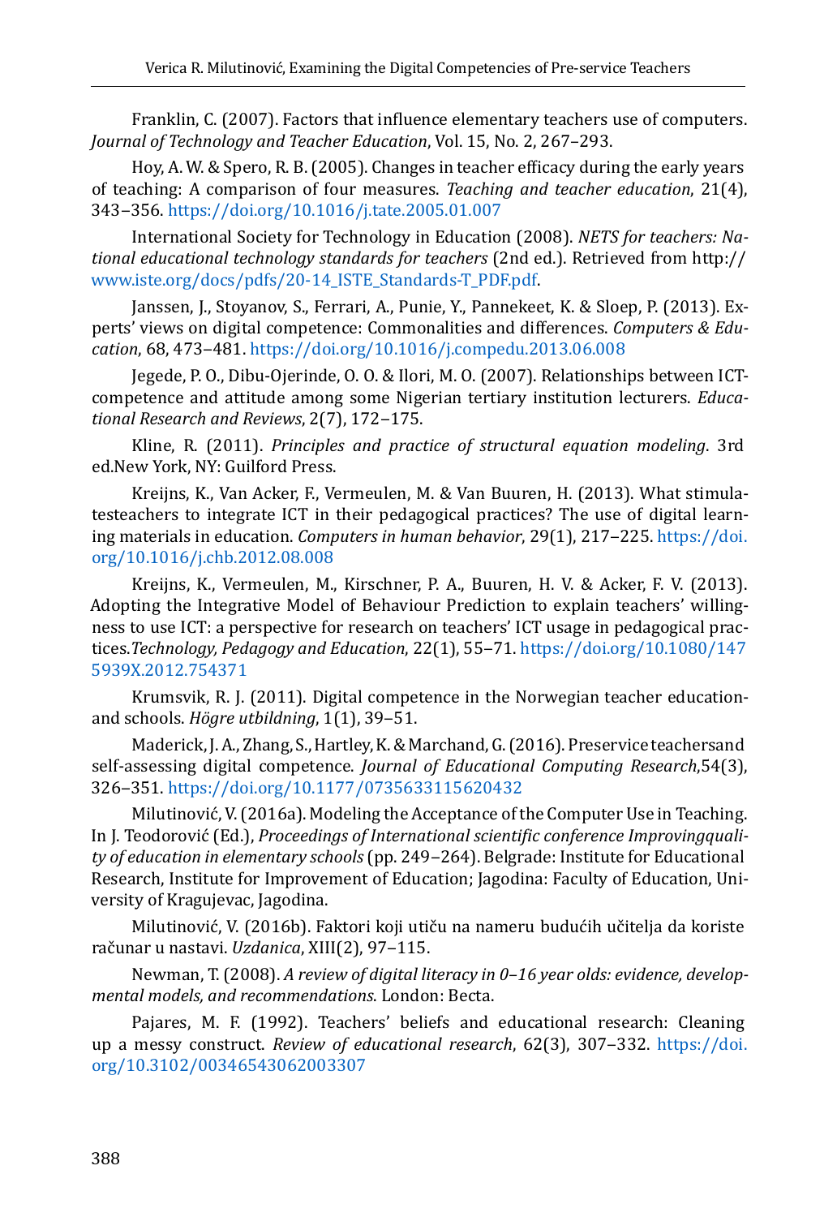Franklin, C. (2007). Factors that influence elementary teachers use of computers. *Journal of Technology and Teacher Education*, Vol. 15, No. 2, 267–293.

Hoy, A. W. & Spero, R. B. (2005). Changes in teacher efficacy during the early years of teaching: A comparison of four measures. *Teaching and teacher education*, 21(4), 343–356. https://doi.org/10.1016/j.tate.2005.01.007

International Society for Technology in Education (2008). *NETS for teachers: National educational technology standards for teachers* (2nd ed.). Retrieved from http://www.iste.org/docs/pdfs/20-14_ISTE_Standards-T_PDF.pdf.

Janssen, J., Stoyanov, S., Ferrari, A., Punie, Y., Pannekeet, K. & Sloep, P. (2013). Experts' views on digital competence: Commonalities and differences. *Computers & Education*, 68, 473–481. https://doi.org/10.1016/j.compedu.2013.06.008

Jegede, P. O., Dibu-Ojerinde, O. O. & Ilori, M. O. (2007). Relationships between ICT-competence and attitude among some Nigerian tertiary institution lecturers. *Educational Research and Reviews*, 2(7), 172–175.

Kline, R. (2011). *Principles and practice of structural equation modeling*. 3rd ed.New York, NY: Guilford Press.

Kreijns, K., Van Acker, F., Vermeulen, M. & Van Buuren, H. (2013). What stimulatesteachers to integrate ICT in their pedagogical practices? The use of digital learning materials in education. *Computers in human behavior*, 29(1), 217–225. https://doi.org/10.1016/j.chb.2012.08.008

Kreijns, K., Vermeulen, M., Kirschner, P. A., Buuren, H. V. & Acker, F. V. (2013). Adopting the Integrative Model of Behaviour Prediction to explain teachers' willingness to use ICT: a perspective for research on teachers' ICT usage in pedagogical practices.*Technology, Pedagogy and Education*, 22(1), 55–71. https://doi.org/10.1080/1475939X.2012.754371

Krumsvik, R. J. (2011). Digital competence in the Norwegian teacher educationand schools. *Högre utbildning*, 1(1), 39–51.

Maderick, J. A., Zhang, S., Hartley, K. & Marchand, G. (2016). Preservice teachersand self-assessing digital competence. *Journal of Educational Computing Research*,54(3), 326–351. https://doi.org/10.1177/0735633115620432

Milutinović, V. (2016a). Modeling the Acceptance of the Computer Use in Teaching. In J. Teodorović (Ed.), *Proceedings of International scientific conference Improvingquality of education in elementary schools* (pp. 249–264). Belgrade: Institute for Educational Research, Institute for Improvement of Education; Jagodina: Faculty of Education, University of Kragujevac, Jagodina.

Milutinović, V. (2016b). Faktori koji utiču na nameru budućih učitelja da koriste računar u nastavi. *Uzdanica*, XIII(2), 97–115.

Newman, T. (2008). *A review of digital literacy in 0–16 year olds: evidence, developmental models, and recommendations*. London: Becta.

Pajares, M. F. (1992). Teachers' beliefs and educational research: Cleaning up a messy construct. *Review of educational research*, 62(3), 307–332. https://doi.org/10.3102/00346543062003307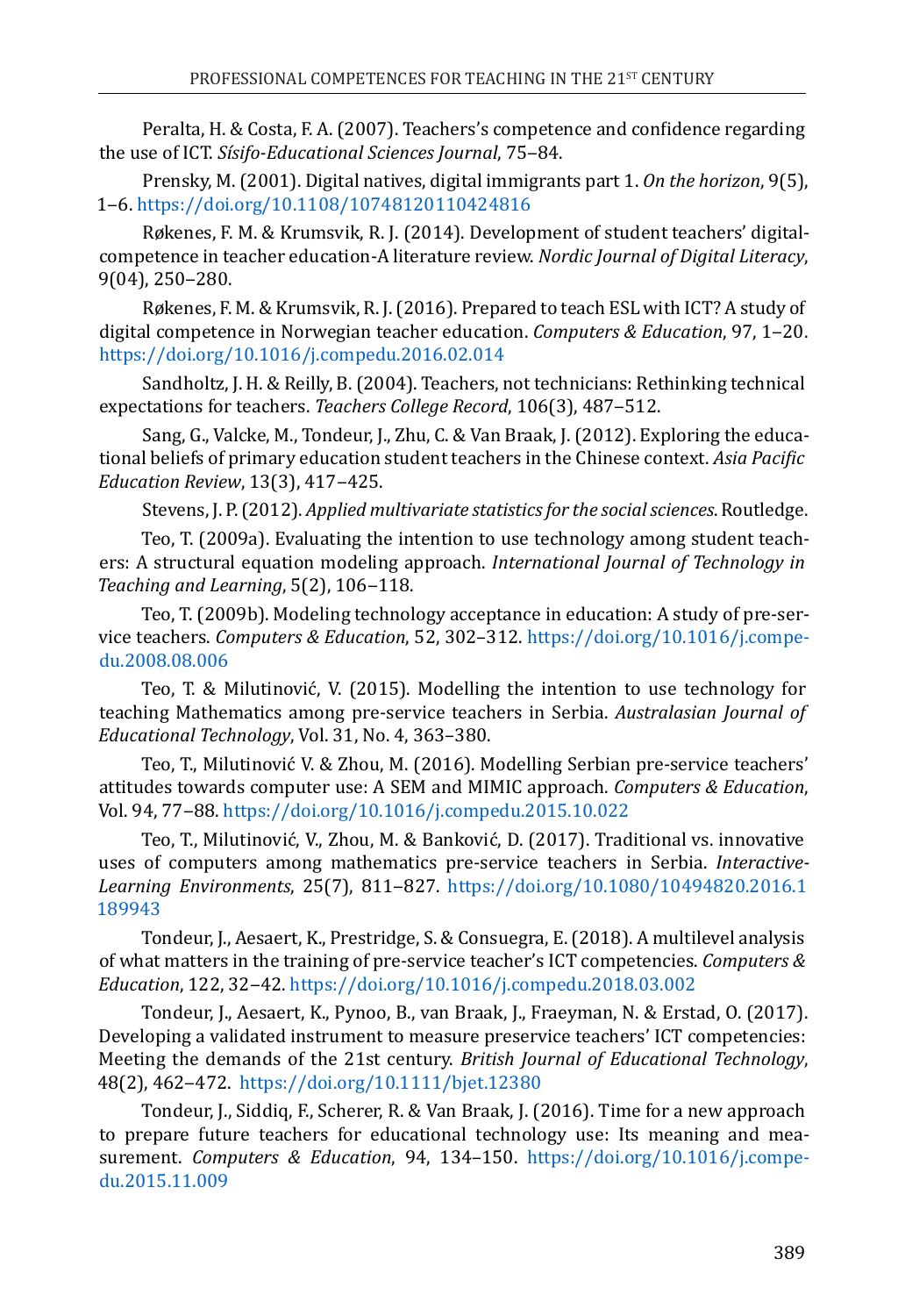Peralta, H. & Costa, F. A. (2007). Teachers's competence and confidence regarding the use of ICT. *Sísifo-Educational Sciences Journal*, 75–84.

Prensky, M. (2001). Digital natives, digital immigrants part 1. *On the horizon*, 9(5), 1–6. https://doi.org/10.1108/10748120110424816

Røkenes, F. M. & Krumsvik, R. J. (2014). Development of student teachers' digital-competence in teacher education-A literature review. *Nordic Journal of Digital Literacy*, 9(04), 250–280.

Røkenes, F. M. & Krumsvik, R. J. (2016). Prepared to teach ESL with ICT? A study of digital competence in Norwegian teacher education. *Computers & Education*, 97, 1–20. https://doi.org/10.1016/j.compedu.2016.02.014

Sandholtz, J. H. & Reilly, B. (2004). Teachers, not technicians: Rethinking technical expectations for teachers. *Teachers College Record*, 106(3), 487–512.

Sang, G., Valcke, M., Tondeur, J., Zhu, C. & Van Braak, J. (2012). Exploring the educational beliefs of primary education student teachers in the Chinese context. *Asia Pacific Education Review*, 13(3), 417–425.

Stevens, J. P. (2012). *Applied multivariate statistics for the social sciences*. Routledge.

Teo, T. (2009a). Evaluating the intention to use technology among student teachers: A structural equation modeling approach. *International Journal of Technology in Teaching and Learning*, 5(2), 106–118.

Teo, T. (2009b). Modeling technology acceptance in education: A study of pre-service teachers. *Computers & Education*, 52, 302–312. https://doi.org/10.1016/j.compedu.2008.08.006

Teo, T. & Milutinović, V. (2015). Modelling the intention to use technology for teaching Mathematics among pre-service teachers in Serbia. *Australasian Journal of Educational Technology*, Vol. 31, No. 4, 363–380.

Teo, T., Milutinović V. & Zhou, M. (2016). Modelling Serbian pre-service teachers' attitudes towards computer use: A SEM and MIMIC approach. *Computers & Education*, Vol. 94, 77–88. https://doi.org/10.1016/j.compedu.2015.10.022

Teo, T., Milutinović, V., Zhou, M. & Banković, D. (2017). Traditional vs. innovative uses of computers among mathematics pre-service teachers in Serbia. *Interactive-Learning Environments*, 25(7), 811–827. https://doi.org/10.1080/10494820.2016.1189943

Tondeur, J., Aesaert, K., Prestridge, S. & Consuegra, E. (2018). A multilevel analysis of what matters in the training of pre-service teacher's ICT competencies. *Computers & Education*, 122, 32–42. https://doi.org/10.1016/j.compedu.2018.03.002

Tondeur, J., Aesaert, K., Pynoo, B., van Braak, J., Fraeyman, N. & Erstad, O. (2017). Developing a validated instrument to measure preservice teachers' ICT competencies: Meeting the demands of the 21st century. *British Journal of Educational Technology*, 48(2), 462–472. https://doi.org/10.1111/bjet.12380

Tondeur, J., Siddiq, F., Scherer, R. & Van Braak, J. (2016). Time for a new approach to prepare future teachers for educational technology use: Its meaning and measurement. *Computers & Education*, 94, 134–150. https://doi.org/10.1016/j.compedu.2015.11.009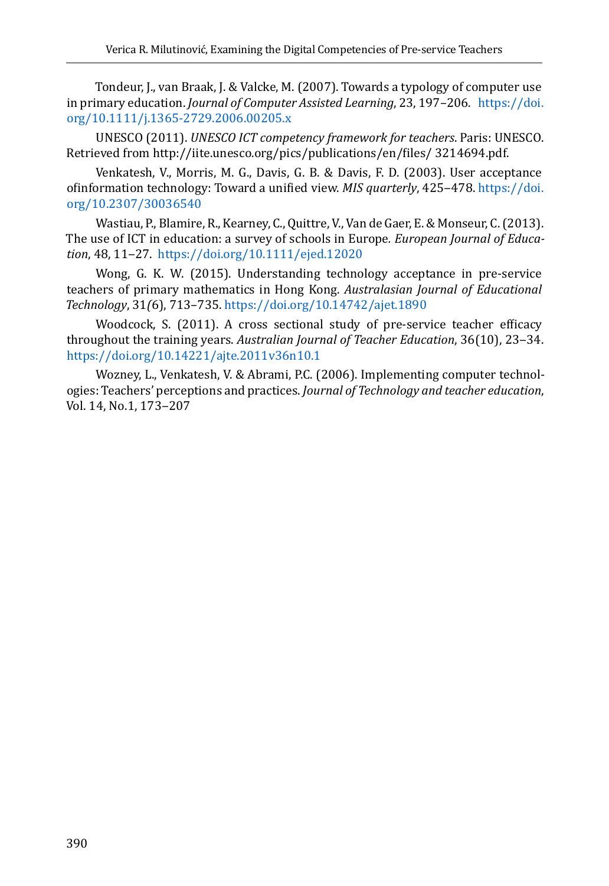Tondeur, J., van Braak, J. & Valcke, M. (2007). Towards a typology of computer use in primary education. *Journal of Computer Assisted Learning*, 23, 197–206. https://doi.org/10.1111/j.1365-2729.2006.00205.x

UNESCO (2011). *UNESCO ICT competency framework for teachers*. Paris: UNESCO. Retrieved from http://iite.unesco.org/pics/publications/en/files/ 3214694.pdf.

Venkatesh, V., Morris, M. G., Davis, G. B. & Davis, F. D. (2003). User acceptance ofinformation technology: Toward a unified view. *MIS quarterly*, 425–478. https://doi.org/10.2307/30036540

Wastiau, P., Blamire, R., Kearney, C., Quittre, V., Van de Gaer, E. & Monseur, C. (2013). The use of ICT in education: a survey of schools in Europe. *European Journal of Education*, 48, 11–27. https://doi.org/10.1111/ejed.12020

Wong, G. K. W. (2015). Understanding technology acceptance in pre-service teachers of primary mathematics in Hong Kong. *Australasian Journal of Educational Technology*, 31*(*6), 713–735. https://doi.org/10.14742/ajet.1890

Woodcock, S. (2011). A cross sectional study of pre-service teacher efficacy throughout the training years. *Australian Journal of Teacher Education*, 36(10), 23–34. https://doi.org/10.14221/ajte.2011v36n10.1

Wozney, L., Venkatesh, V. & Abrami, P.C. (2006). Implementing computer technologies: Teachers' perceptions and practices. *Journal of Technology and teacher education*, Vol. 14, No.1, 173–207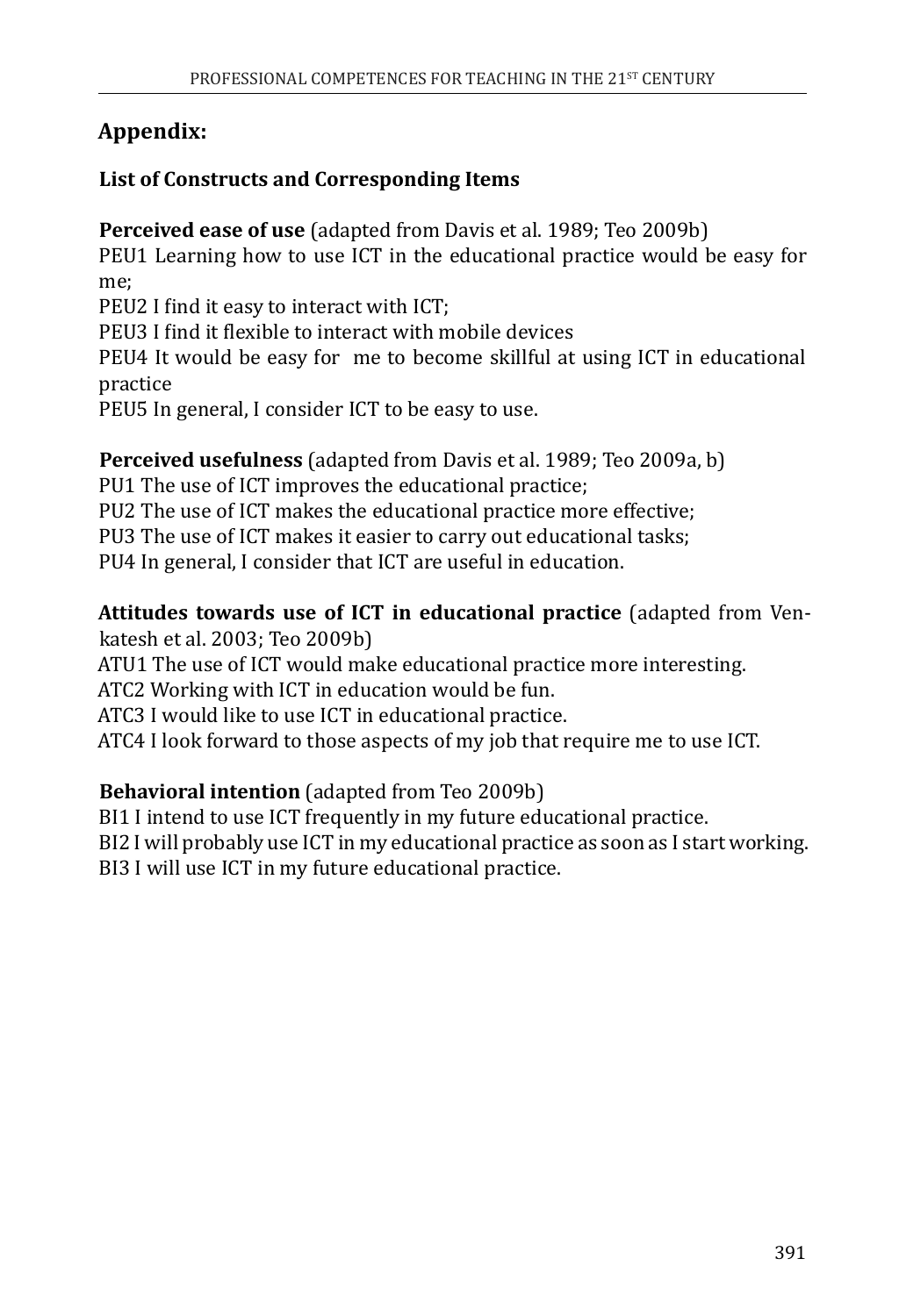## Appendix:

### List of Constructs and Corresponding Items

**Perceived ease of use** (adapted from Davis et al. 1989; Teo 2009b)

PEU1 Learning how to use ICT in the educational practice would be easy for me;

PEU2 I find it easy to interact with ICT;

PEU3 I find it flexible to interact with mobile devices

PEU4 It would be easy for me to become skillful at using ICT in educational practice

PEU5 In general, I consider ICT to be easy to use.

**Perceived usefulness** (adapted from Davis et al. 1989; Teo 2009a, b)

PU1 The use of ICT improves the educational practice;

PU2 The use of ICT makes the educational practice more effective;

PU3 The use of ICT makes it easier to carry out educational tasks;

PU4 In general, I consider that ICT are useful in education.

**Attitudes towards use of ICT in educational practice** (adapted from Venkatesh et al. 2003; Teo 2009b)

ATU1 The use of ICT would make educational practice more interesting.

ATC2 Working with ICT in education would be fun.

ATC3 I would like to use ICT in educational practice.

ATC4 I look forward to those aspects of my job that require me to use ICT.

**Behavioral intention** (adapted from Teo 2009b)

BI1 I intend to use ICT frequently in my future educational practice.

BI2 I will probably use ICT in my educational practice as soon as I start working.

BI3 I will use ICT in my future educational practice.